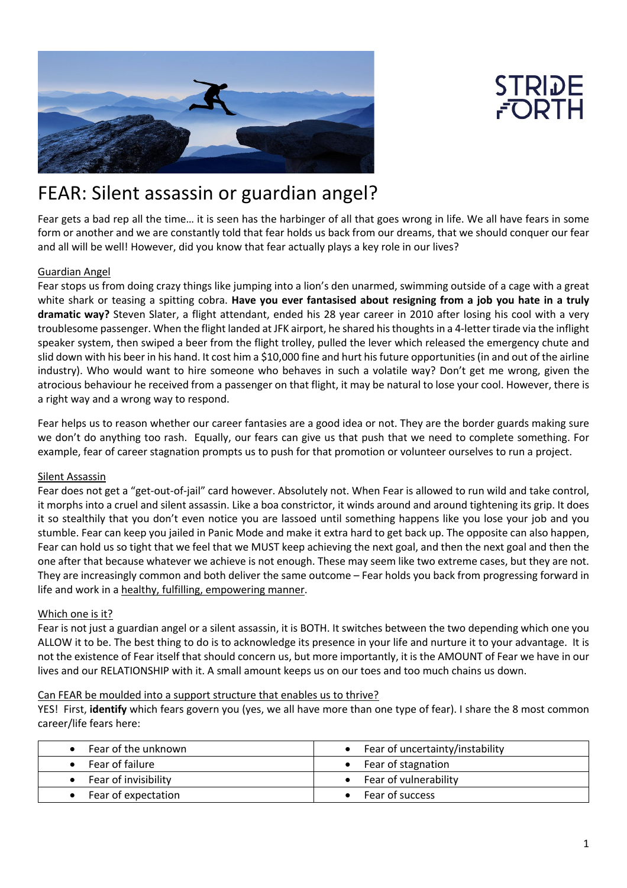STRIDE FORTH

# FEAR: Silent assassin or guardian angel?

Fear gets a bad rep all the time… it is seen has the harbinger of all that goes wrong in life. We all have fears in some form or another and we are constantly told that fear holds us back from our dreams, that we should conquer our fear and all will be well! However, did you know that fear actually plays a key role in our lives?

## Guardian Angel

Fear stops us from doing crazy things like jumping into a lion's den unarmed, swimming outside of a cage with a great white shark or teasing a spitting cobra. **Have you ever fantasised about resigning from a job you hate in a truly dramatic way?** Steven Slater, a flight attendant, ended his 28 year career in 2010 after losing his cool with a very troublesome passenger. When the flight landed at JFK airport, he shared his thoughts in a 4-letter tirade via the inflight speaker system, then swiped a beer from the flight trolley, pulled the lever which released the emergency chute and slid down with his beer in his hand. It cost him a $10,000 fine and hurt his future opportunities (in and out of the airline industry). Who would want to hire someone who behaves in such a volatile way? Don't get me wrong, given the atrocious behaviour he received from a passenger on that flight, it may be natural to lose your cool. However, there is a right way and a wrong way to respond.

Fear helps us to reason whether our career fantasies are a good idea or not. They are the border guards making sure we don't do anything too rash. Equally, our fears can give us that push that we need to complete something. For example, fear of career stagnation prompts us to push for that promotion or volunteer ourselves to run a project.

## Silent Assassin

Fear does not get a "get-out-of-jail" card however. Absolutely not. When Fear is allowed to run wild and take control, it morphs into a cruel and silent assassin. Like a boa constrictor, it winds around and around tightening its grip. It does it so stealthily that you don't even notice you are lassoed until something happens like you lose your job and you stumble. Fear can keep you jailed in Panic Mode and make it extra hard to get back up. The opposite can also happen, Fear can hold us so tight that we feel that we MUST keep achieving the next goal, and then the next goal and then the one after that because whatever we achieve is not enough. These may seem like two extreme cases, but they are not. They are increasingly common and both deliver the same outcome – Fear holds you back from progressing forward in life and work in a healthy, fulfilling, empowering manner.

## Which one is it?

Fear is not just a guardian angel or a silent assassin, it is BOTH. It switches between the two depending which one you ALLOW it to be. The best thing to do is to acknowledge its presence in your life and nurture it to your advantage. It is not the existence of Fear itself that should concern us, but more importantly, it is the AMOUNT of Fear we have in our lives and our RELATIONSHIP with it. A small amount keeps us on our toes and too much chains us down.

## Can FEAR be moulded into a support structure that enables us to thrive?

YES! First, **identify** which fears govern you (yes, we all have more than one type of fear). I share the 8 most common career/life fears here:

| | |
|---|---|
| • Fear of the unknown | • Fear of uncertainty/instability |
| • Fear of failure | • Fear of stagnation |
| • Fear of invisibility | • Fear of vulnerability |
| • Fear of expectation | • Fear of success |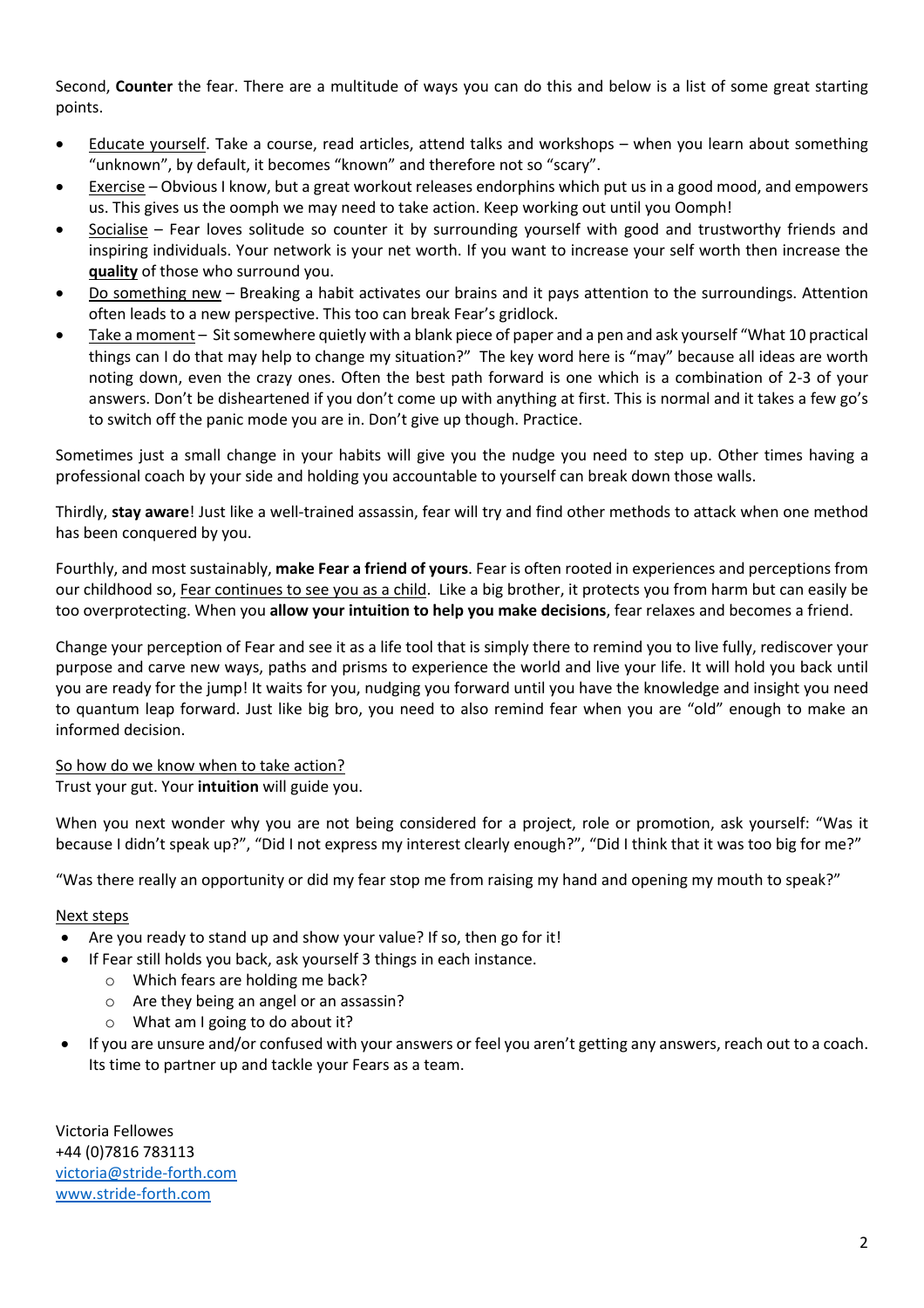Second, **Counter** the fear. There are a multitude of ways you can do this and below is a list of some great starting points.

- Educate yourself. Take a course, read articles, attend talks and workshops – when you learn about something "unknown", by default, it becomes "known" and therefore not so "scary".
- Exercise – Obvious I know, but a great workout releases endorphins which put us in a good mood, and empowers us. This gives us the oomph we may need to take action. Keep working out until you Oomph!
- Socialise – Fear loves solitude so counter it by surrounding yourself with good and trustworthy friends and inspiring individuals. Your network is your net worth. If you want to increase your self worth then increase the **quality** of those who surround you.
- Do something new – Breaking a habit activates our brains and it pays attention to the surroundings. Attention often leads to a new perspective. This too can break Fear's gridlock.
- Take a moment – Sit somewhere quietly with a blank piece of paper and a pen and ask yourself "What 10 practical things can I do that may help to change my situation?" The key word here is "may" because all ideas are worth noting down, even the crazy ones. Often the best path forward is one which is a combination of 2-3 of your answers. Don't be disheartened if you don't come up with anything at first. This is normal and it takes a few go's to switch off the panic mode you are in. Don't give up though. Practice.

Sometimes just a small change in your habits will give you the nudge you need to step up. Other times having a professional coach by your side and holding you accountable to yourself can break down those walls.

Thirdly, **stay aware**! Just like a well-trained assassin, fear will try and find other methods to attack when one method has been conquered by you.

Fourthly, and most sustainably, **make Fear a friend of yours**. Fear is often rooted in experiences and perceptions from our childhood so, Fear continues to see you as a child. Like a big brother, it protects you from harm but can easily be too overprotecting. When you **allow your intuition to help you make decisions**, fear relaxes and becomes a friend.

Change your perception of Fear and see it as a life tool that is simply there to remind you to live fully, rediscover your purpose and carve new ways, paths and prisms to experience the world and live your life. It will hold you back until you are ready for the jump! It waits for you, nudging you forward until you have the knowledge and insight you need to quantum leap forward. Just like big bro, you need to also remind fear when you are "old" enough to make an informed decision.

So how do we know when to take action?
Trust your gut. Your **intuition** will guide you.

When you next wonder why you are not being considered for a project, role or promotion, ask yourself: "Was it because I didn't speak up?", "Did I not express my interest clearly enough?", "Did I think that it was too big for me?"

"Was there really an opportunity or did my fear stop me from raising my hand and opening my mouth to speak?"

Next steps

- Are you ready to stand up and show your value? If so, then go for it!
- If Fear still holds you back, ask yourself 3 things in each instance.
  - Which fears are holding me back?
  - Are they being an angel or an assassin?
  - What am I going to do about it?
- If you are unsure and/or confused with your answers or feel you aren't getting any answers, reach out to a coach. Its time to partner up and tackle your Fears as a team.

Victoria Fellowes
+44 (0)7816 783113
victoria@stride-forth.com
www.stride-forth.com